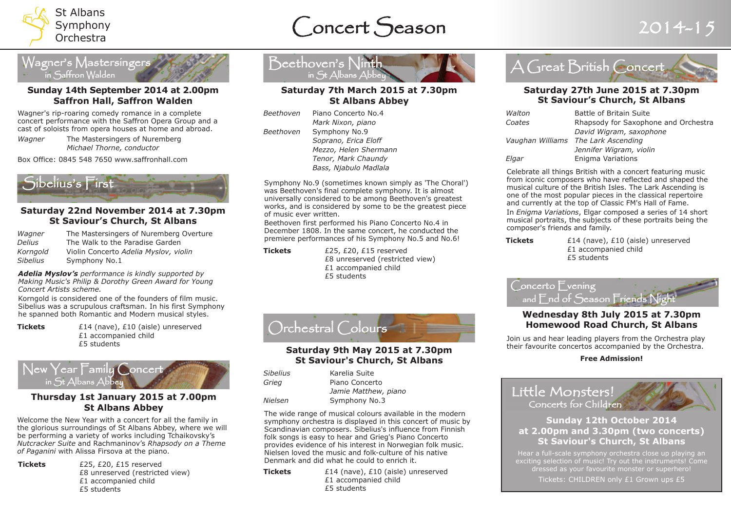St Albans Symphony Orchestra

# Concert Season 2014-15

## Wagner's Mastersingers in Saffron Walden

**Sunday 14th September 2014 at 2.00pm**
**Saffron Hall, Saffron Walden**

Wagner's rip-roaring comedy romance in a complete concert performance with the Saffron Opera Group and a cast of soloists from opera houses at home and abroad.

| | |
|---|---|
| *Wagner* | The Mastersingers of Nuremberg |
| | *Michael Thorne, conductor* |

Box Office: 0845 548 7650 www.saffronhall.com

## Sibelius's First

**Saturday 22nd November 2014 at 7.30pm**
**St Saviour's Church, St Albans**

| | |
|---|---|
| *Wagner* | The Mastersingers of Nuremberg Overture |
| *Delius* | The Walk to the Paradise Garden |
| *Korngold* | Violin Concerto *Adelia Myslov, violin* |
| *Sibelius* | Symphony No.1 |

***Adelia Myslov's*** *performance is kindly supported by Making Music's Philip & Dorothy Green Award for Young Concert Artists scheme.*

Korngold is considered one of the founders of film music. Sibelius was a scrupulous craftsman. In his first Symphony he spanned both Romantic and Modern musical styles.

**Tickets** £14 (nave), £10 (aisle) unreserved
£1 accompanied child
£5 students

## New Year Family Concert in St Albans Abbey

**Thursday 1st January 2015 at 7.00pm**
**St Albans Abbey**

Welcome the New Year with a concert for all the family in the glorious surroundings of St Albans Abbey, where we will be performing a variety of works including Tchaikovsky's *Nutcracker Suite* and Rachmaninov's *Rhapsody on a Theme of Paganini* with Alissa Firsova at the piano.

**Tickets** £25, £20, £15 reserved
£8 unreserved (restricted view)
£1 accompanied child
£5 students

## Beethoven's Ninth in St Albans Abbey

**Saturday 7th March 2015 at 7.30pm**
**St Albans Abbey**

| | |
|---|---|
| *Beethoven* | Piano Concerto No.4 |
| | *Mark Nixon, piano* |
| *Beethoven* | Symphony No.9 |
| | *Soprano, Erica Eloff* |
| | *Mezzo, Helen Shermann* |
| | *Tenor, Mark Chaundy* |
| | *Bass, Njabulo Madlala* |

Symphony No.9 (sometimes known simply as 'The Choral') was Beethoven's final complete symphony. It is almost universally considered to be among Beethoven's greatest works, and is considered by some to be the greatest piece of music ever written.

Beethoven first performed his Piano Concerto No.4 in December 1808. In the same concert, he conducted the premiere performances of his Symphony No.5 and No.6!

**Tickets** £25, £20, £15 reserved
£8 unreserved (restricted view)
£1 accompanied child
£5 students

## Orchestral Colours

**Saturday 9th May 2015 at 7.30pm**
**St Saviour's Church, St Albans**

| | |
|---|---|
| *Sibelius* | Karelia Suite |
| *Grieg* | Piano Concerto |
| | *Jamie Matthew, piano* |
| *Nielsen* | Symphony No.3 |

The wide range of musical colours available in the modern symphony orchestra is displayed in this concert of music by Scandinavian composers. Sibelius's influence from Finnish folk songs is easy to hear and Grieg's Piano Concerto provides evidence of his interest in Norwegian folk music. Nielsen loved the music and folk-culture of his native Denmark and did what he could to enrich it.

**Tickets** £14 (nave), £10 (aisle) unreserved
£1 accompanied child
£5 students

## A Great British Concert

**Saturday 27th June 2015 at 7.30pm**
**St Saviour's Church, St Albans**

| | |
|---|---|
| *Walton* | Battle of Britain Suite |
| *Coates* | Rhapsody for Saxophone and Orchestra |
| | *David Wigram, saxophone* |
| *Vaughan Williams* | *The Lark Ascending* |
| | *Jennifer Wigram, violin* |
| *Elgar* | Enigma Variations |

Celebrate all things British with a concert featuring music from iconic composers who have reflected and shaped the musical culture of the British Isles. The Lark Ascending is one of the most popular pieces in the classical repertoire and currently at the top of Classic FM's Hall of Fame.

In *Enigma Variations*, Elgar composed a series of 14 short musical portraits, the subjects of these portraits being the composer's friends and family.

**Tickets** £14 (nave), £10 (aisle) unreserved
£1 accompanied child
£5 students

## Concerto Evening and End of Season Friends Night

**Wednesday 8th July 2015 at 7.30pm**
**Homewood Road Church, St Albans**

Join us and hear leading players from the Orchestra play their favourite concertos accompanied by the Orchestra.

**Free Admission!**

## Little Monsters! Concerts for Children

**Sunday 12th October 2014**
**at 2.00pm and 3.30pm (two concerts)**
**St Saviour's Church, St Albans**

Hear a full-scale symphony orchestra close up playing an exciting selection of music! Try out the instruments! Come dressed as your favourite monster or superhero!

Tickets: CHILDREN only £1 Grown ups £5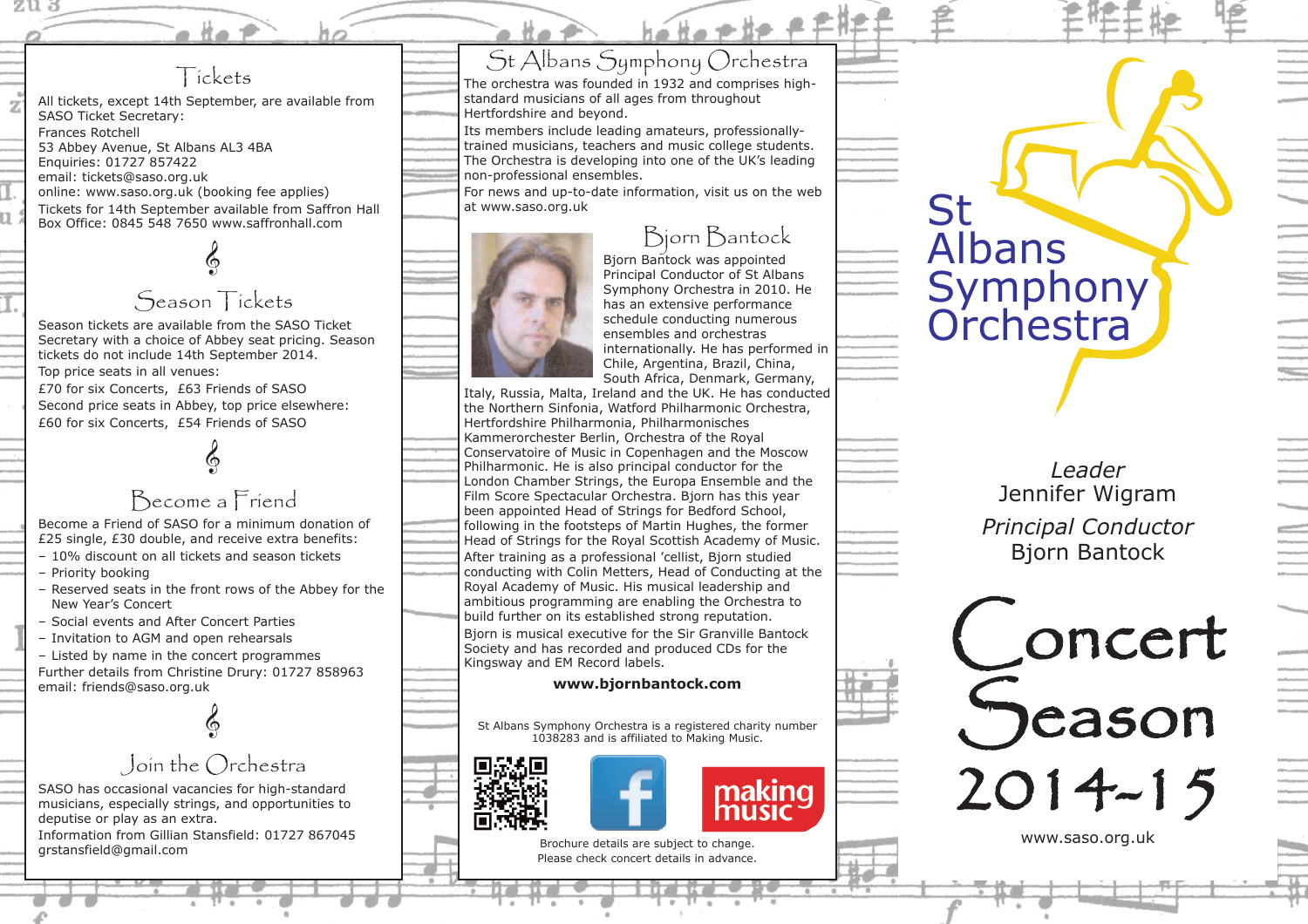## Tickets

All tickets, except 14th September, are available from SASO Ticket Secretary:
Frances Rotchell
53 Abbey Avenue, St Albans AL3 4BA
Enquiries: 01727 857422
email: tickets@saso.org.uk
online: www.saso.org.uk (booking fee applies)

Tickets for 14th September available from Saffron Hall Box Office: 0845 548 7650 www.saffronhall.com

## Season Tickets

Season tickets are available from the SASO Ticket Secretary with a choice of Abbey seat pricing. Season tickets do not include 14th September 2014.

Top price seats in all venues:
£70 for six Concerts, £63 Friends of SASO

Second price seats in Abbey, top price elsewhere:
£60 for six Concerts, £54 Friends of SASO

## Become a Friend

Become a Friend of SASO for a minimum donation of £25 single, £30 double, and receive extra benefits:

- 10% discount on all tickets and season tickets
- Priority booking
- Reserved seats in the front rows of the Abbey for the New Year's Concert
- Social events and After Concert Parties
- Invitation to AGM and open rehearsals
- Listed by name in the concert programmes

Further details from Christine Drury: 01727 858963
email: friends@saso.org.uk

## Join the Orchestra

SASO has occasional vacancies for high-standard musicians, especially strings, and opportunities to deputise or play as an extra.

Information from Gillian Stansfield: 01727 867045
grstansfield@gmail.com

## St Albans Symphony Orchestra

The orchestra was founded in 1932 and comprises high-standard musicians of all ages from throughout Hertfordshire and beyond.

Its members include leading amateurs, professionally-trained musicians, teachers and music college students. The Orchestra is developing into one of the UK's leading non-professional ensembles.

For news and up-to-date information, visit us on the web at www.saso.org.uk

## Bjorn Bantock

Bjorn Bantock was appointed Principal Conductor of St Albans Symphony Orchestra in 2010. He has an extensive performance schedule conducting numerous ensembles and orchestras internationally. He has performed in Chile, Argentina, Brazil, China, South Africa, Denmark, Germany, Italy, Russia, Malta, Ireland and the UK. He has conducted the Northern Sinfonia, Watford Philharmonic Orchestra, Hertfordshire Philharmonia, Philharmonisches Kammerorchester Berlin, Orchestra of the Royal Conservatoire of Music in Copenhagen and the Moscow Philharmonic. He is also principal conductor for the London Chamber Strings, the Europa Ensemble and the Film Score Spectacular Orchestra. Bjorn has this year been appointed Head of Strings for Bedford School, following in the footsteps of Martin Hughes, the former Head of Strings for the Royal Scottish Academy of Music.

After training as a professional 'cellist, Bjorn studied conducting with Colin Metters, Head of Conducting at the Royal Academy of Music. His musical leadership and ambitious programming are enabling the Orchestra to build further on its established strong reputation.

Bjorn is musical executive for the Sir Granville Bantock Society and has recorded and produced CDs for the Kingsway and EM Record labels.

**www.bjornbantock.com**

St Albans Symphony Orchestra is a registered charity number 1038283 and is affiliated to Making Music.

making music

Brochure details are subject to change.
Please check concert details in advance.

# St Albans Symphony Orchestra

*Leader*
Jennifer Wigram

*Principal Conductor*
Bjorn Bantock

# Concert Season 2014-15

www.saso.org.uk